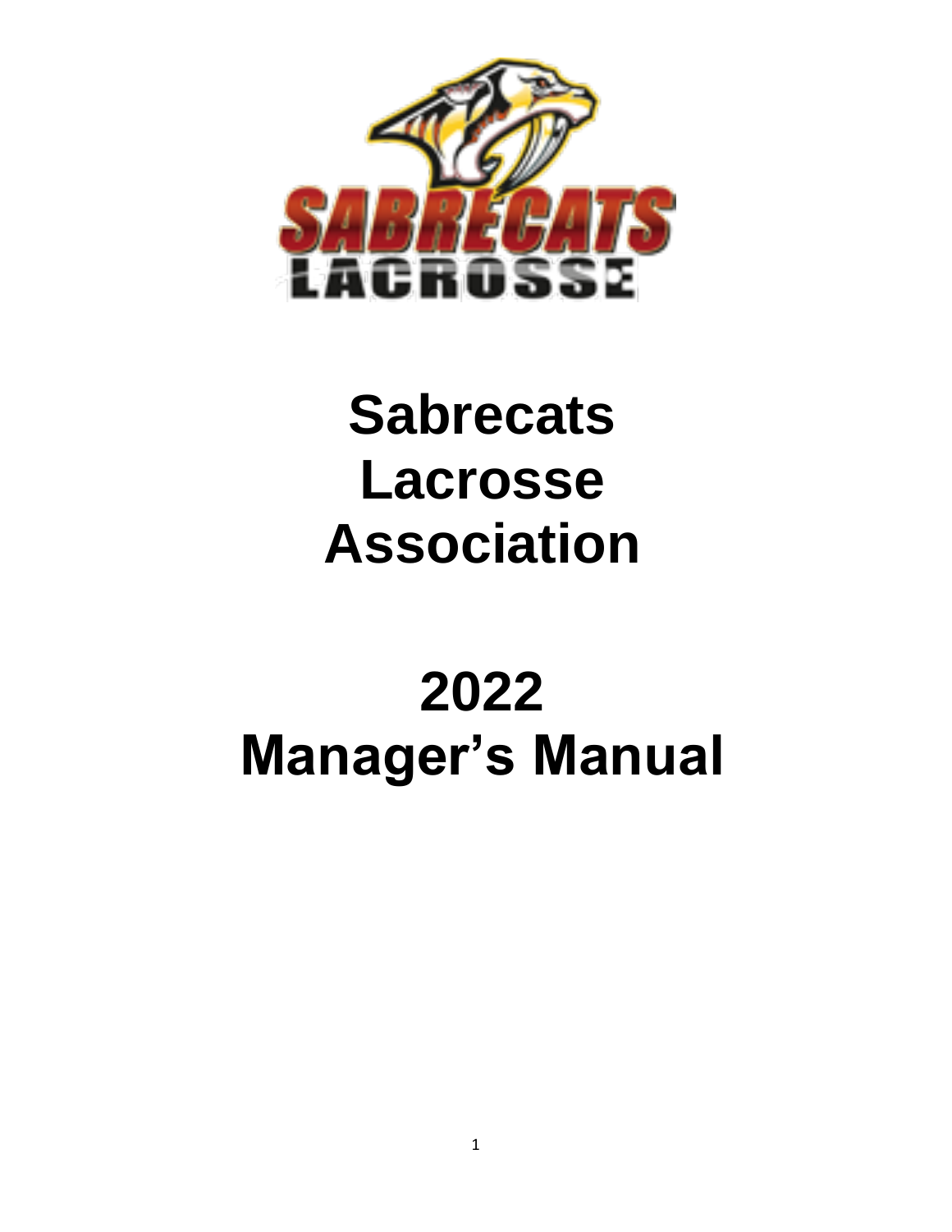# Sabrecats Lacrosse Association

# 2022 Manager's Manual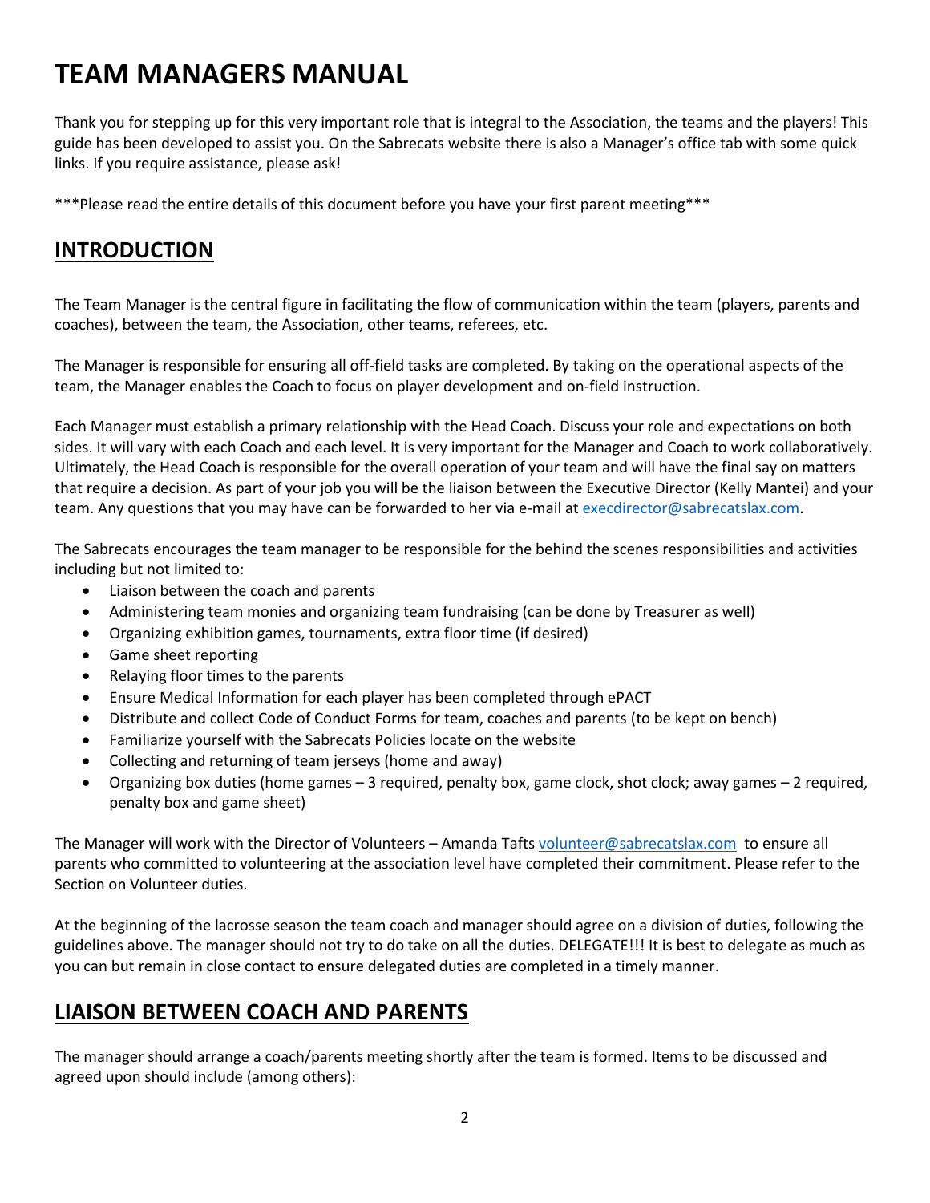# TEAM MANAGERS MANUAL

Thank you for stepping up for this very important role that is integral to the Association, the teams and the players! This guide has been developed to assist you. On the Sabrecats website there is also a Manager's office tab with some quick links. If you require assistance, please ask!

***Please read the entire details of this document before you have your first parent meeting***

## INTRODUCTION

The Team Manager is the central figure in facilitating the flow of communication within the team (players, parents and coaches), between the team, the Association, other teams, referees, etc.

The Manager is responsible for ensuring all off-field tasks are completed. By taking on the operational aspects of the team, the Manager enables the Coach to focus on player development and on-field instruction.

Each Manager must establish a primary relationship with the Head Coach. Discuss your role and expectations on both sides. It will vary with each Coach and each level. It is very important for the Manager and Coach to work collaboratively. Ultimately, the Head Coach is responsible for the overall operation of your team and will have the final say on matters that require a decision. As part of your job you will be the liaison between the Executive Director (Kelly Mantei) and your team. Any questions that you may have can be forwarded to her via e-mail at execdirector@sabrecatslax.com.

The Sabrecats encourages the team manager to be responsible for the behind the scenes responsibilities and activities including but not limited to:

- Liaison between the coach and parents
- Administering team monies and organizing team fundraising (can be done by Treasurer as well)
- Organizing exhibition games, tournaments, extra floor time (if desired)
- Game sheet reporting
- Relaying floor times to the parents
- Ensure Medical Information for each player has been completed through ePACT
- Distribute and collect Code of Conduct Forms for team, coaches and parents (to be kept on bench)
- Familiarize yourself with the Sabrecats Policies locate on the website
- Collecting and returning of team jerseys (home and away)
- Organizing box duties (home games – 3 required, penalty box, game clock, shot clock; away games – 2 required, penalty box and game sheet)

The Manager will work with the Director of Volunteers – Amanda Tafts volunteer@sabrecatslax.com to ensure all parents who committed to volunteering at the association level have completed their commitment. Please refer to the Section on Volunteer duties.

At the beginning of the lacrosse season the team coach and manager should agree on a division of duties, following the guidelines above. The manager should not try to do take on all the duties. DELEGATE!!! It is best to delegate as much as you can but remain in close contact to ensure delegated duties are completed in a timely manner.

## LIAISON BETWEEN COACH AND PARENTS

The manager should arrange a coach/parents meeting shortly after the team is formed. Items to be discussed and agreed upon should include (among others):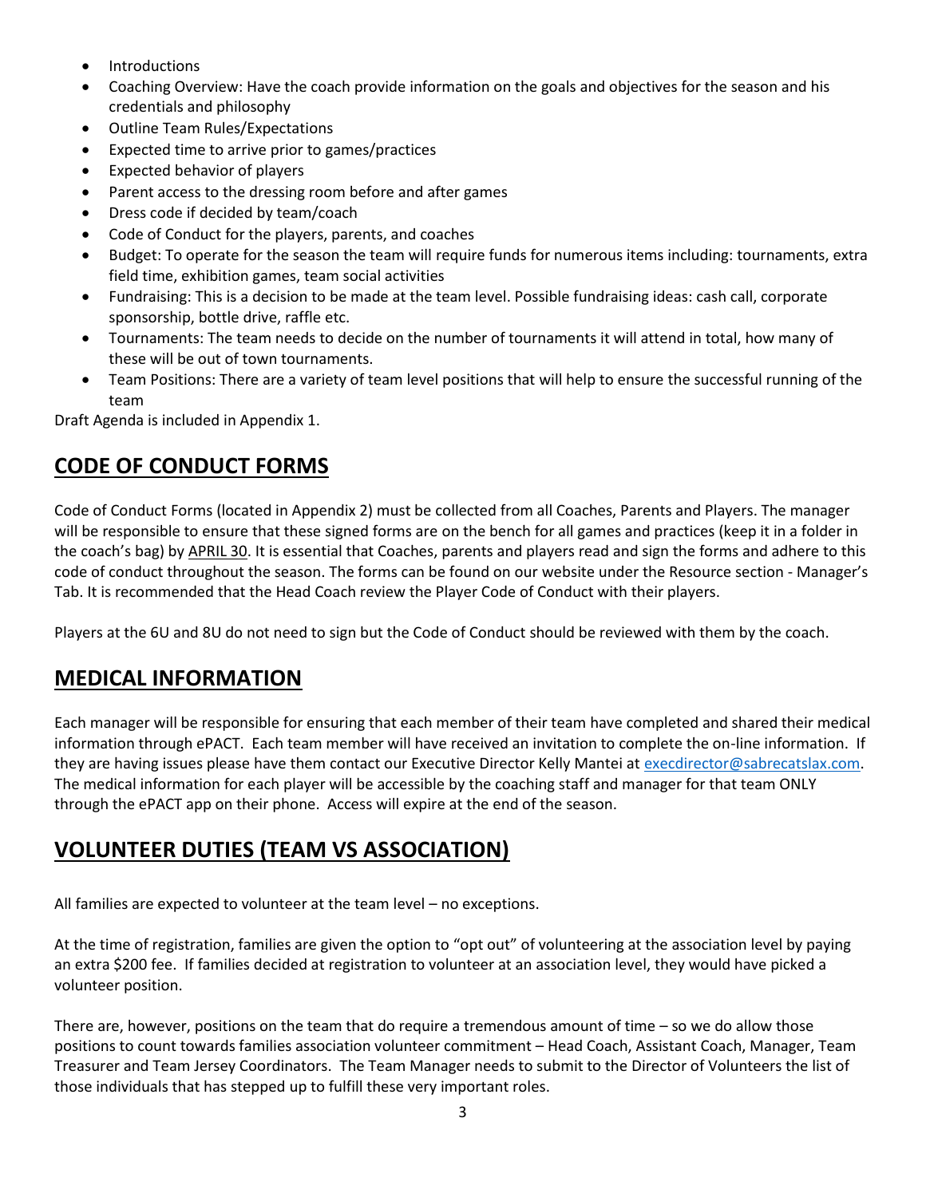- Introductions
- Coaching Overview: Have the coach provide information on the goals and objectives for the season and his credentials and philosophy
- Outline Team Rules/Expectations
- Expected time to arrive prior to games/practices
- Expected behavior of players
- Parent access to the dressing room before and after games
- Dress code if decided by team/coach
- Code of Conduct for the players, parents, and coaches
- Budget: To operate for the season the team will require funds for numerous items including: tournaments, extra field time, exhibition games, team social activities
- Fundraising: This is a decision to be made at the team level. Possible fundraising ideas: cash call, corporate sponsorship, bottle drive, raffle etc.
- Tournaments: The team needs to decide on the number of tournaments it will attend in total, how many of these will be out of town tournaments.
- Team Positions: There are a variety of team level positions that will help to ensure the successful running of the team

Draft Agenda is included in Appendix 1.

## CODE OF CONDUCT FORMS

Code of Conduct Forms (located in Appendix 2) must be collected from all Coaches, Parents and Players. The manager will be responsible to ensure that these signed forms are on the bench for all games and practices (keep it in a folder in the coach's bag) by APRIL 30. It is essential that Coaches, parents and players read and sign the forms and adhere to this code of conduct throughout the season. The forms can be found on our website under the Resource section - Manager's Tab. It is recommended that the Head Coach review the Player Code of Conduct with their players.

Players at the 6U and 8U do not need to sign but the Code of Conduct should be reviewed with them by the coach.

## MEDICAL INFORMATION

Each manager will be responsible for ensuring that each member of their team have completed and shared their medical information through ePACT. Each team member will have received an invitation to complete the on-line information. If they are having issues please have them contact our Executive Director Kelly Mantei at execdirector@sabrecatslax.com. The medical information for each player will be accessible by the coaching staff and manager for that team ONLY through the ePACT app on their phone. Access will expire at the end of the season.

## VOLUNTEER DUTIES (TEAM VS ASSOCIATION)

All families are expected to volunteer at the team level – no exceptions.

At the time of registration, families are given the option to "opt out" of volunteering at the association level by paying an extra $200 fee. If families decided at registration to volunteer at an association level, they would have picked a volunteer position.

There are, however, positions on the team that do require a tremendous amount of time – so we do allow those positions to count towards families association volunteer commitment – Head Coach, Assistant Coach, Manager, Team Treasurer and Team Jersey Coordinators. The Team Manager needs to submit to the Director of Volunteers the list of those individuals that has stepped up to fulfill these very important roles.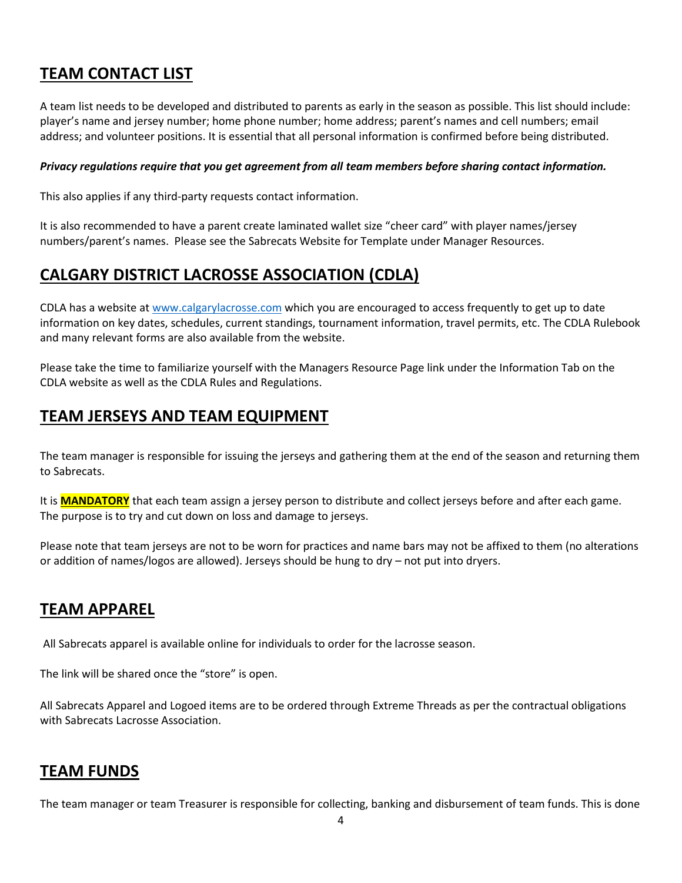## TEAM CONTACT LIST

A team list needs to be developed and distributed to parents as early in the season as possible. This list should include: player's name and jersey number; home phone number; home address; parent's names and cell numbers; email address; and volunteer positions. It is essential that all personal information is confirmed before being distributed.

***Privacy regulations require that you get agreement from all team members before sharing contact information.***

This also applies if any third-party requests contact information.

It is also recommended to have a parent create laminated wallet size "cheer card" with player names/jersey numbers/parent's names. Please see the Sabrecats Website for Template under Manager Resources.

## CALGARY DISTRICT LACROSSE ASSOCIATION (CDLA)

CDLA has a website at www.calgarylacrosse.com which you are encouraged to access frequently to get up to date information on key dates, schedules, current standings, tournament information, travel permits, etc. The CDLA Rulebook and many relevant forms are also available from the website.

Please take the time to familiarize yourself with the Managers Resource Page link under the Information Tab on the CDLA website as well as the CDLA Rules and Regulations.

## TEAM JERSEYS AND TEAM EQUIPMENT

The team manager is responsible for issuing the jerseys and gathering them at the end of the season and returning them to Sabrecats.

It is **MANDATORY** that each team assign a jersey person to distribute and collect jerseys before and after each game. The purpose is to try and cut down on loss and damage to jerseys.

Please note that team jerseys are not to be worn for practices and name bars may not be affixed to them (no alterations or addition of names/logos are allowed). Jerseys should be hung to dry – not put into dryers.

## TEAM APPAREL

All Sabrecats apparel is available online for individuals to order for the lacrosse season.

The link will be shared once the "store" is open.

All Sabrecats Apparel and Logoed items are to be ordered through Extreme Threads as per the contractual obligations with Sabrecats Lacrosse Association.

## TEAM FUNDS

The team manager or team Treasurer is responsible for collecting, banking and disbursement of team funds. This is done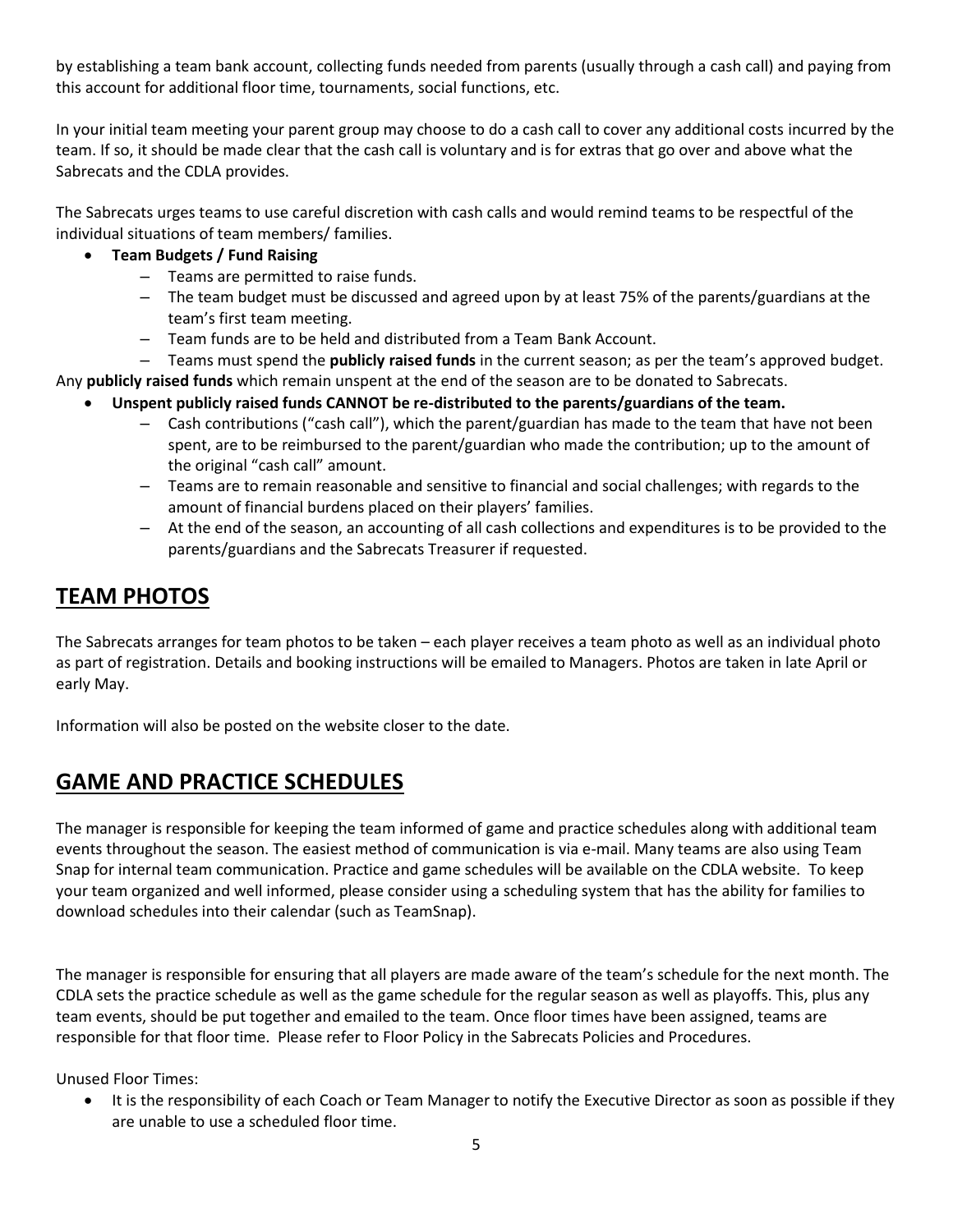by establishing a team bank account, collecting funds needed from parents (usually through a cash call) and paying from this account for additional floor time, tournaments, social functions, etc.

In your initial team meeting your parent group may choose to do a cash call to cover any additional costs incurred by the team. If so, it should be made clear that the cash call is voluntary and is for extras that go over and above what the Sabrecats and the CDLA provides.

The Sabrecats urges teams to use careful discretion with cash calls and would remind teams to be respectful of the individual situations of team members/ families.

- **Team Budgets / Fund Raising**
  - Teams are permitted to raise funds.
  - The team budget must be discussed and agreed upon by at least 75% of the parents/guardians at the team's first team meeting.
  - Team funds are to be held and distributed from a Team Bank Account.
  - Teams must spend the **publicly raised funds** in the current season; as per the team's approved budget.

Any **publicly raised funds** which remain unspent at the end of the season are to be donated to Sabrecats.

- **Unspent publicly raised funds CANNOT be re-distributed to the parents/guardians of the team.**
  - Cash contributions ("cash call"), which the parent/guardian has made to the team that have not been spent, are to be reimbursed to the parent/guardian who made the contribution; up to the amount of the original "cash call" amount.
  - Teams are to remain reasonable and sensitive to financial and social challenges; with regards to the amount of financial burdens placed on their players' families.
  - At the end of the season, an accounting of all cash collections and expenditures is to be provided to the parents/guardians and the Sabrecats Treasurer if requested.

## TEAM PHOTOS

The Sabrecats arranges for team photos to be taken – each player receives a team photo as well as an individual photo as part of registration. Details and booking instructions will be emailed to Managers. Photos are taken in late April or early May.

Information will also be posted on the website closer to the date.

## GAME AND PRACTICE SCHEDULES

The manager is responsible for keeping the team informed of game and practice schedules along with additional team events throughout the season. The easiest method of communication is via e-mail. Many teams are also using Team Snap for internal team communication. Practice and game schedules will be available on the CDLA website. To keep your team organized and well informed, please consider using a scheduling system that has the ability for families to download schedules into their calendar (such as TeamSnap).

The manager is responsible for ensuring that all players are made aware of the team's schedule for the next month. The CDLA sets the practice schedule as well as the game schedule for the regular season as well as playoffs. This, plus any team events, should be put together and emailed to the team. Once floor times have been assigned, teams are responsible for that floor time. Please refer to Floor Policy in the Sabrecats Policies and Procedures.

Unused Floor Times:

- It is the responsibility of each Coach or Team Manager to notify the Executive Director as soon as possible if they are unable to use a scheduled floor time.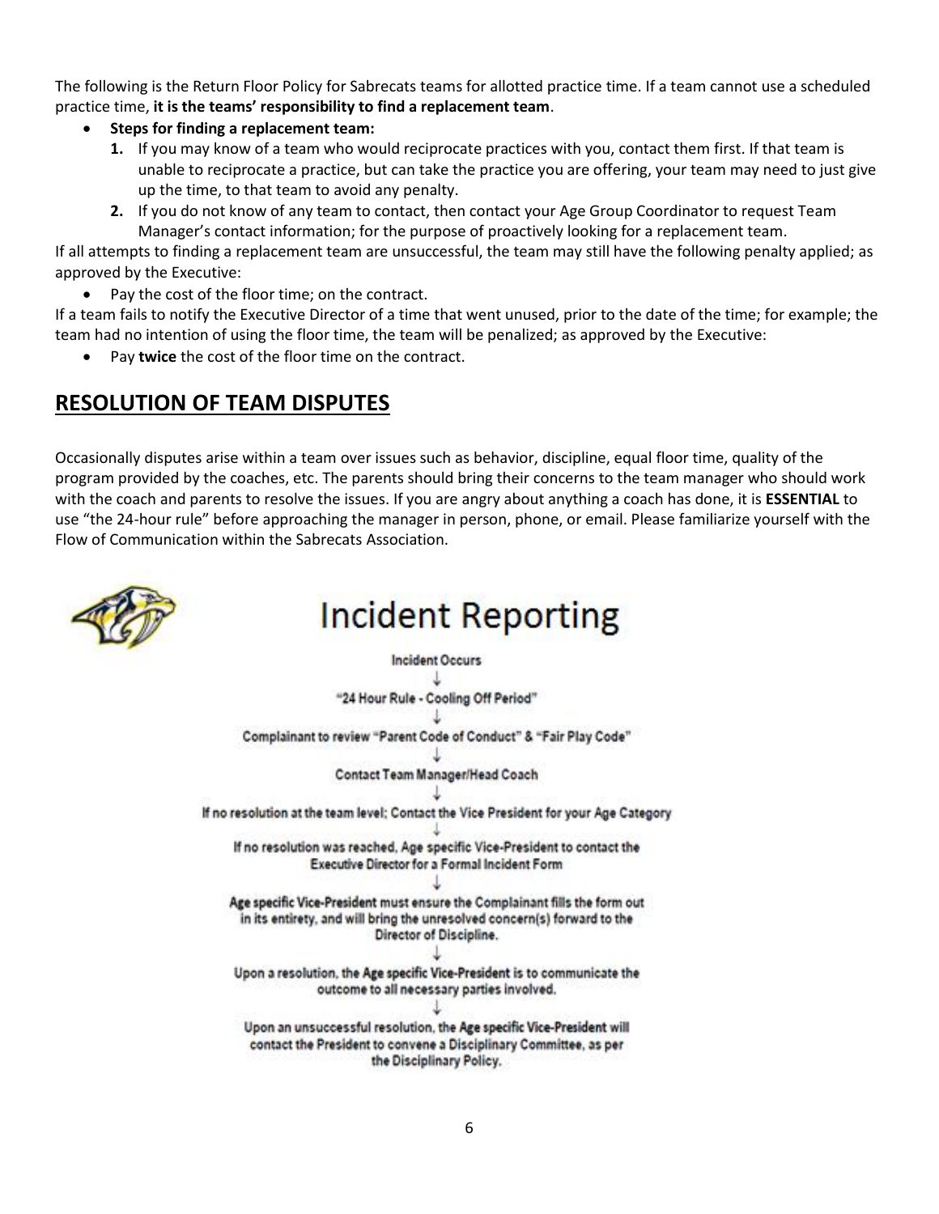The following is the Return Floor Policy for Sabrecats teams for allotted practice time. If a team cannot use a scheduled practice time, **it is the teams' responsibility to find a replacement team**.

- **Steps for finding a replacement team:**
  1. If you may know of a team who would reciprocate practices with you, contact them first. If that team is unable to reciprocate a practice, but can take the practice you are offering, your team may need to just give up the time, to that team to avoid any penalty.
  2. If you do not know of any team to contact, then contact your Age Group Coordinator to request Team Manager's contact information; for the purpose of proactively looking for a replacement team.

If all attempts to finding a replacement team are unsuccessful, the team may still have the following penalty applied; as approved by the Executive:

- Pay the cost of the floor time; on the contract.

If a team fails to notify the Executive Director of a time that went unused, prior to the date of the time; for example; the team had no intention of using the floor time, the team will be penalized; as approved by the Executive:

- Pay **twice** the cost of the floor time on the contract.

## RESOLUTION OF TEAM DISPUTES

Occasionally disputes arise within a team over issues such as behavior, discipline, equal floor time, quality of the program provided by the coaches, etc. The parents should bring their concerns to the team manager who should work with the coach and parents to resolve the issues. If you are angry about anything a coach has done, it is **ESSENTIAL** to use "the 24-hour rule" before approaching the manager in person, phone, or email. Please familiarize yourself with the Flow of Communication within the Sabrecats Association.

# Incident Reporting

Incident Occurs

↓

"24 Hour Rule - Cooling Off Period"

↓

Complainant to review "Parent Code of Conduct" & "Fair Play Code"

↓

Contact Team Manager/Head Coach

↓

If no resolution at the team level; Contact the Vice President for your Age Category

↓

If no resolution was reached, Age specific Vice-President to contact the Executive Director for a Formal Incident Form

↓

Age specific Vice-President must ensure the Complainant fills the form out in its entirety, and will bring the unresolved concern(s) forward to the Director of Discipline.

↓

Upon a resolution, the Age specific Vice-President is to communicate the outcome to all necessary parties involved.

↓

Upon an unsuccessful resolution, the Age specific Vice-President will contact the President to convene a Disciplinary Committee, as per the Disciplinary Policy.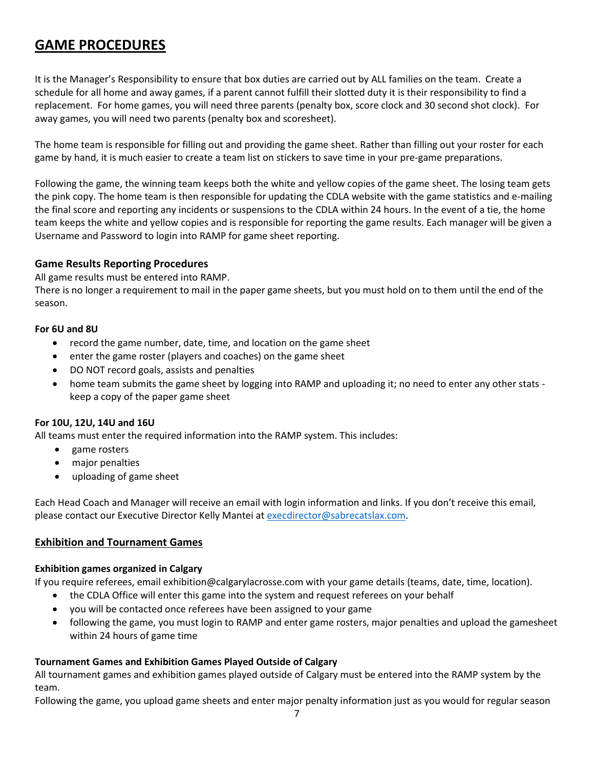# GAME PROCEDURES

It is the Manager's Responsibility to ensure that box duties are carried out by ALL families on the team. Create a schedule for all home and away games, if a parent cannot fulfill their slotted duty it is their responsibility to find a replacement. For home games, you will need three parents (penalty box, score clock and 30 second shot clock). For away games, you will need two parents (penalty box and scoresheet).

The home team is responsible for filling out and providing the game sheet. Rather than filling out your roster for each game by hand, it is much easier to create a team list on stickers to save time in your pre-game preparations.

Following the game, the winning team keeps both the white and yellow copies of the game sheet. The losing team gets the pink copy. The home team is then responsible for updating the CDLA website with the game statistics and e-mailing the final score and reporting any incidents or suspensions to the CDLA within 24 hours. In the event of a tie, the home team keeps the white and yellow copies and is responsible for reporting the game results. Each manager will be given a Username and Password to login into RAMP for game sheet reporting.

### Game Results Reporting Procedures

All game results must be entered into RAMP.
There is no longer a requirement to mail in the paper game sheets, but you must hold on to them until the end of the season.

**For 6U and 8U**

- record the game number, date, time, and location on the game sheet
- enter the game roster (players and coaches) on the game sheet
- DO NOT record goals, assists and penalties
- home team submits the game sheet by logging into RAMP and uploading it; no need to enter any other stats - keep a copy of the paper game sheet

**For 10U, 12U, 14U and 16U**

All teams must enter the required information into the RAMP system. This includes:

- game rosters
- major penalties
- uploading of game sheet

Each Head Coach and Manager will receive an email with login information and links. If you don't receive this email, please contact our Executive Director Kelly Mantei at execdirector@sabrecatslax.com.

### Exhibition and Tournament Games

**Exhibition games organized in Calgary**

If you require referees, email exhibition@calgarylacrosse.com with your game details (teams, date, time, location).

- the CDLA Office will enter this game into the system and request referees on your behalf
- you will be contacted once referees have been assigned to your game
- following the game, you must login to RAMP and enter game rosters, major penalties and upload the gamesheet within 24 hours of game time

**Tournament Games and Exhibition Games Played Outside of Calgary**

All tournament games and exhibition games played outside of Calgary must be entered into the RAMP system by the team.

Following the game, you upload game sheets and enter major penalty information just as you would for regular season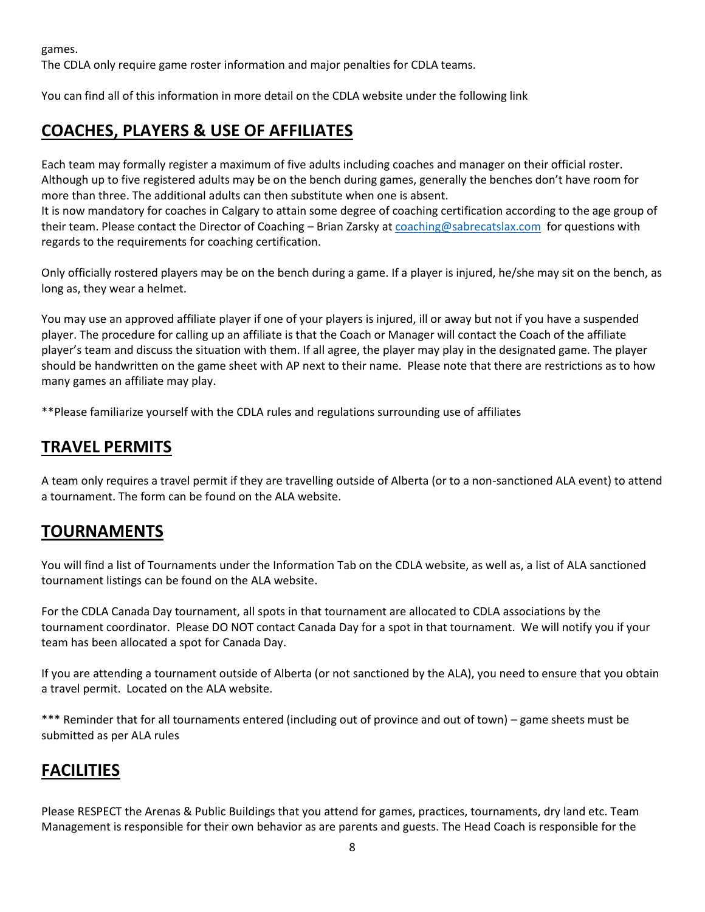games.
The CDLA only require game roster information and major penalties for CDLA teams.

You can find all of this information in more detail on the CDLA website under the following link

## COACHES, PLAYERS & USE OF AFFILIATES

Each team may formally register a maximum of five adults including coaches and manager on their official roster. Although up to five registered adults may be on the bench during games, generally the benches don't have room for more than three. The additional adults can then substitute when one is absent.
It is now mandatory for coaches in Calgary to attain some degree of coaching certification according to the age group of their team. Please contact the Director of Coaching – Brian Zarsky at coaching@sabrecatslax.com for questions with regards to the requirements for coaching certification.

Only officially rostered players may be on the bench during a game. If a player is injured, he/she may sit on the bench, as long as, they wear a helmet.

You may use an approved affiliate player if one of your players is injured, ill or away but not if you have a suspended player. The procedure for calling up an affiliate is that the Coach or Manager will contact the Coach of the affiliate player's team and discuss the situation with them. If all agree, the player may play in the designated game. The player should be handwritten on the game sheet with AP next to their name. Please note that there are restrictions as to how many games an affiliate may play.

**Please familiarize yourself with the CDLA rules and regulations surrounding use of affiliates

## TRAVEL PERMITS

A team only requires a travel permit if they are travelling outside of Alberta (or to a non-sanctioned ALA event) to attend a tournament. The form can be found on the ALA website.

## TOURNAMENTS

You will find a list of Tournaments under the Information Tab on the CDLA website, as well as, a list of ALA sanctioned tournament listings can be found on the ALA website.

For the CDLA Canada Day tournament, all spots in that tournament are allocated to CDLA associations by the tournament coordinator. Please DO NOT contact Canada Day for a spot in that tournament. We will notify you if your team has been allocated a spot for Canada Day.

If you are attending a tournament outside of Alberta (or not sanctioned by the ALA), you need to ensure that you obtain a travel permit. Located on the ALA website.

*** Reminder that for all tournaments entered (including out of province and out of town) – game sheets must be submitted as per ALA rules

## FACILITIES

Please RESPECT the Arenas & Public Buildings that you attend for games, practices, tournaments, dry land etc. Team Management is responsible for their own behavior as are parents and guests. The Head Coach is responsible for the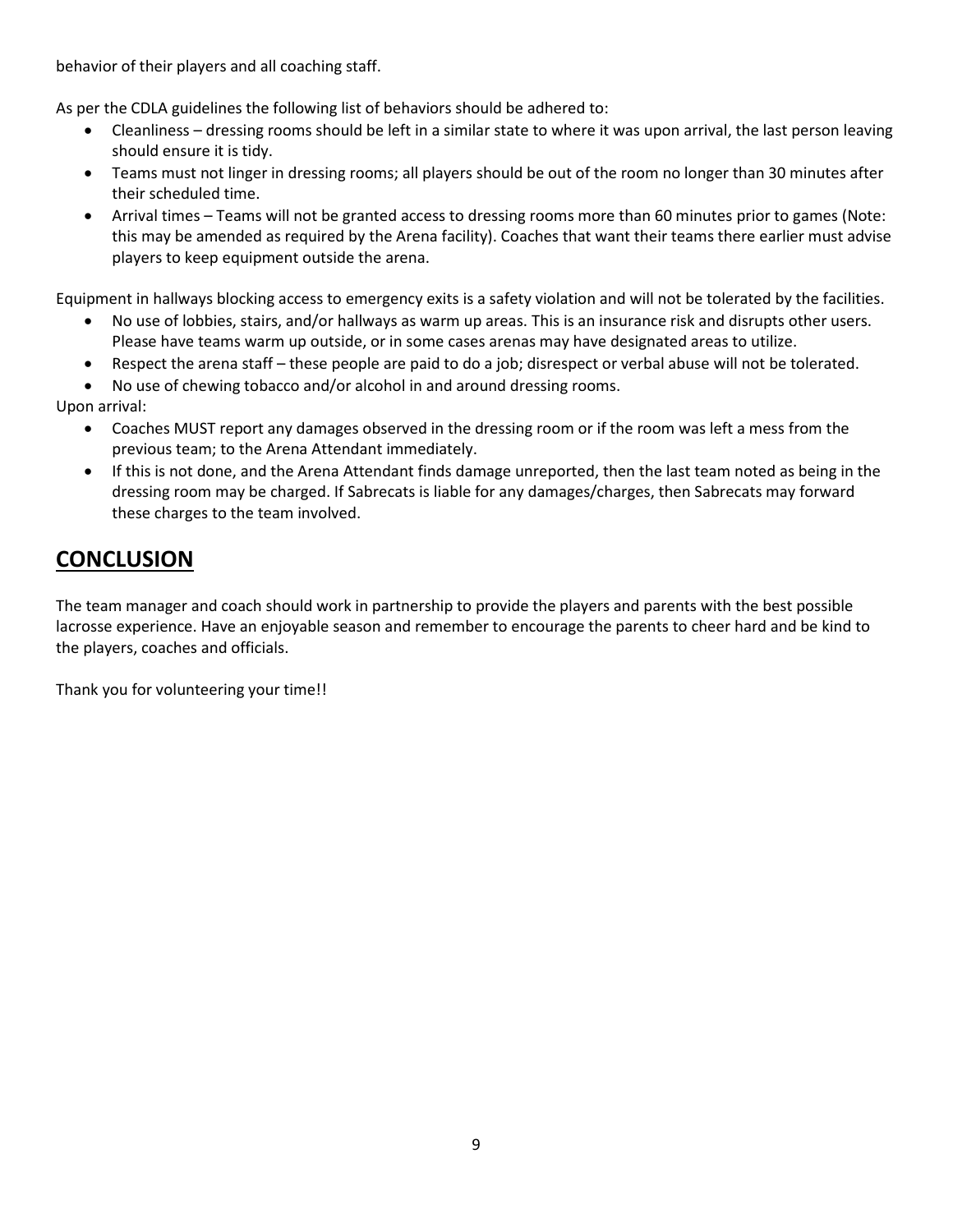behavior of their players and all coaching staff.

As per the CDLA guidelines the following list of behaviors should be adhered to:

- Cleanliness – dressing rooms should be left in a similar state to where it was upon arrival, the last person leaving should ensure it is tidy.
- Teams must not linger in dressing rooms; all players should be out of the room no longer than 30 minutes after their scheduled time.
- Arrival times – Teams will not be granted access to dressing rooms more than 60 minutes prior to games (Note: this may be amended as required by the Arena facility). Coaches that want their teams there earlier must advise players to keep equipment outside the arena.

Equipment in hallways blocking access to emergency exits is a safety violation and will not be tolerated by the facilities.

- No use of lobbies, stairs, and/or hallways as warm up areas. This is an insurance risk and disrupts other users. Please have teams warm up outside, or in some cases arenas may have designated areas to utilize.
- Respect the arena staff – these people are paid to do a job; disrespect or verbal abuse will not be tolerated.
- No use of chewing tobacco and/or alcohol in and around dressing rooms.

Upon arrival:

- Coaches MUST report any damages observed in the dressing room or if the room was left a mess from the previous team; to the Arena Attendant immediately.
- If this is not done, and the Arena Attendant finds damage unreported, then the last team noted as being in the dressing room may be charged. If Sabrecats is liable for any damages/charges, then Sabrecats may forward these charges to the team involved.

## CONCLUSION

The team manager and coach should work in partnership to provide the players and parents with the best possible lacrosse experience. Have an enjoyable season and remember to encourage the parents to cheer hard and be kind to the players, coaches and officials.

Thank you for volunteering your time!!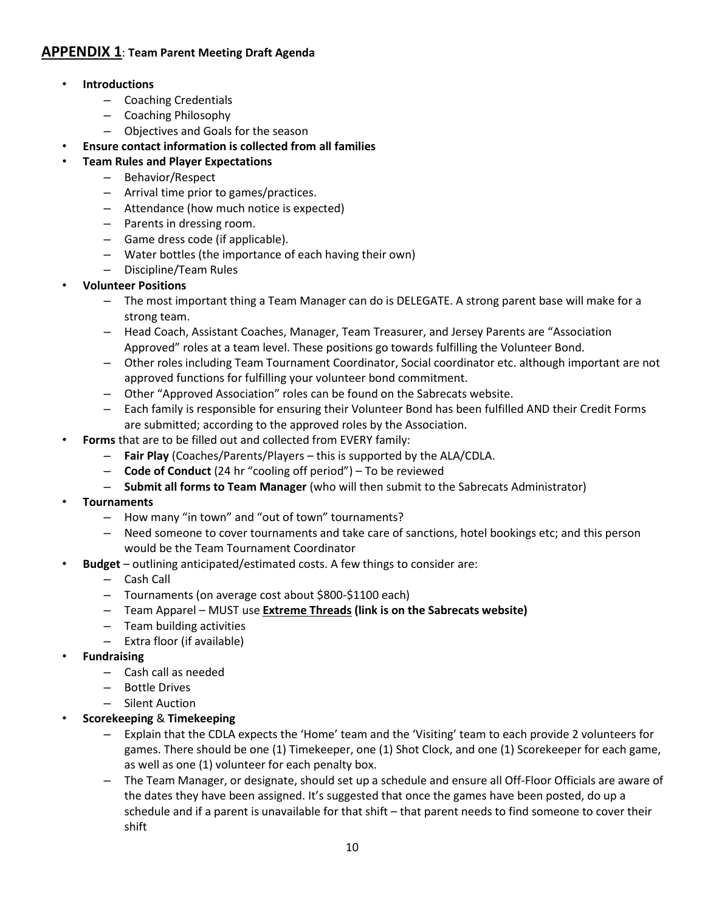## **APPENDIX 1**: **Team Parent Meeting Draft Agenda**

- **Introductions**
  - Coaching Credentials
  - Coaching Philosophy
  - Objectives and Goals for the season
- **Ensure contact information is collected from all families**
- **Team Rules and Player Expectations**
  - Behavior/Respect
  - Arrival time prior to games/practices.
  - Attendance (how much notice is expected)
  - Parents in dressing room.
  - Game dress code (if applicable).
  - Water bottles (the importance of each having their own)
  - Discipline/Team Rules
- **Volunteer Positions**
  - The most important thing a Team Manager can do is DELEGATE. A strong parent base will make for a strong team.
  - Head Coach, Assistant Coaches, Manager, Team Treasurer, and Jersey Parents are "Association Approved" roles at a team level. These positions go towards fulfilling the Volunteer Bond.
  - Other roles including Team Tournament Coordinator, Social coordinator etc. although important are not approved functions for fulfilling your volunteer bond commitment.
  - Other "Approved Association" roles can be found on the Sabrecats website.
  - Each family is responsible for ensuring their Volunteer Bond has been fulfilled AND their Credit Forms are submitted; according to the approved roles by the Association.
- **Forms** that are to be filled out and collected from EVERY family:
  - **Fair Play** (Coaches/Parents/Players – this is supported by the ALA/CDLA.
  - **Code of Conduct** (24 hr "cooling off period") – To be reviewed
  - **Submit all forms to Team Manager** (who will then submit to the Sabrecats Administrator)
- **Tournaments**
  - How many "in town" and "out of town" tournaments?
  - Need someone to cover tournaments and take care of sanctions, hotel bookings etc; and this person would be the Team Tournament Coordinator
- **Budget** – outlining anticipated/estimated costs. A few things to consider are:
  - Cash Call
  - Tournaments (on average cost about $800-$1100 each)
  - Team Apparel – MUST use **Extreme Threads (link is on the Sabrecats website)**
  - Team building activities
  - Extra floor (if available)
- **Fundraising**
  - Cash call as needed
  - Bottle Drives
  - Silent Auction
- **Scorekeeping** & **Timekeeping**
  - Explain that the CDLA expects the 'Home' team and the 'Visiting' team to each provide 2 volunteers for games. There should be one (1) Timekeeper, one (1) Shot Clock, and one (1) Scorekeeper for each game, as well as one (1) volunteer for each penalty box.
  - The Team Manager, or designate, should set up a schedule and ensure all Off-Floor Officials are aware of the dates they have been assigned. It's suggested that once the games have been posted, do up a schedule and if a parent is unavailable for that shift – that parent needs to find someone to cover their shift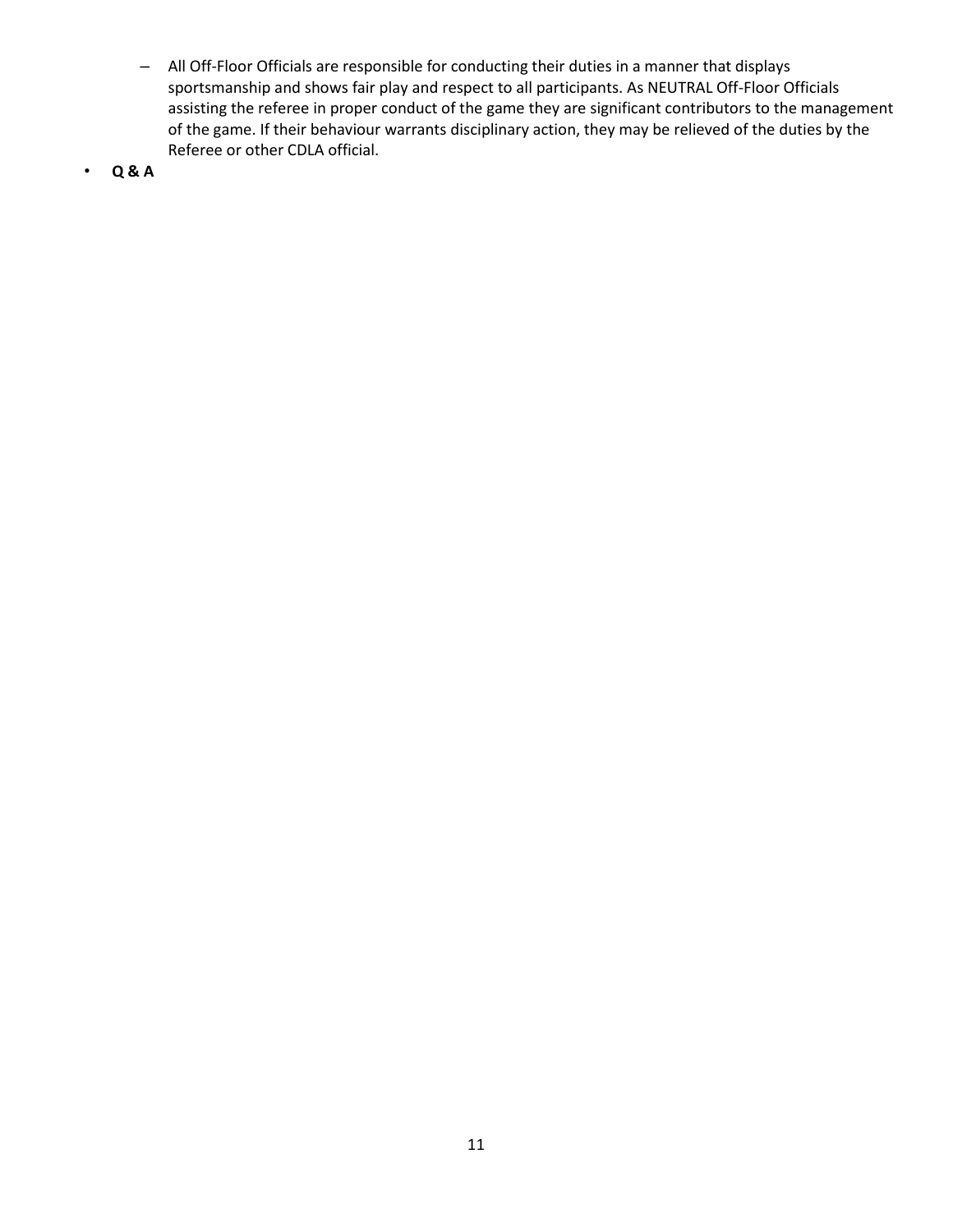- All Off-Floor Officials are responsible for conducting their duties in a manner that displays sportsmanship and shows fair play and respect to all participants. As NEUTRAL Off-Floor Officials assisting the referee in proper conduct of the game they are significant contributors to the management of the game. If their behaviour warrants disciplinary action, they may be relieved of the duties by the Referee or other CDLA official.
- **Q & A**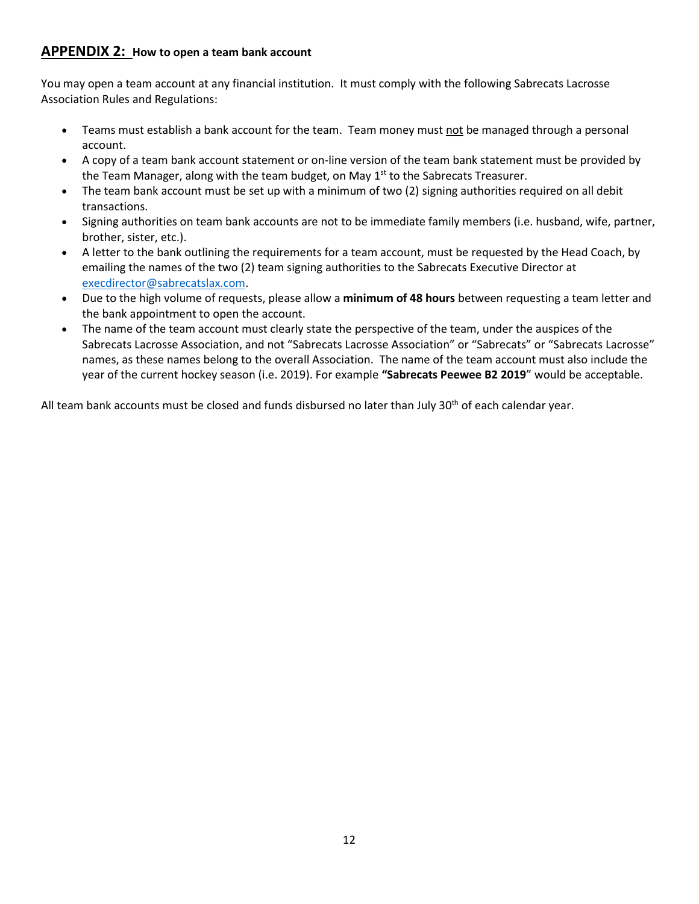## **APPENDIX 2:** How to open a team bank account

You may open a team account at any financial institution. It must comply with the following Sabrecats Lacrosse Association Rules and Regulations:

- Teams must establish a bank account for the team. Team money must not be managed through a personal account.
- A copy of a team bank account statement or on-line version of the team bank statement must be provided by the Team Manager, along with the team budget, on May 1st to the Sabrecats Treasurer.
- The team bank account must be set up with a minimum of two (2) signing authorities required on all debit transactions.
- Signing authorities on team bank accounts are not to be immediate family members (i.e. husband, wife, partner, brother, sister, etc.).
- A letter to the bank outlining the requirements for a team account, must be requested by the Head Coach, by emailing the names of the two (2) team signing authorities to the Sabrecats Executive Director at execdirector@sabrecatslax.com.
- Due to the high volume of requests, please allow a **minimum of 48 hours** between requesting a team letter and the bank appointment to open the account.
- The name of the team account must clearly state the perspective of the team, under the auspices of the Sabrecats Lacrosse Association, and not "Sabrecats Lacrosse Association" or "Sabrecats" or "Sabrecats Lacrosse" names, as these names belong to the overall Association. The name of the team account must also include the year of the current hockey season (i.e. 2019). For example **"Sabrecats Peewee B2 2019"** would be acceptable.

All team bank accounts must be closed and funds disbursed no later than July 30th of each calendar year.